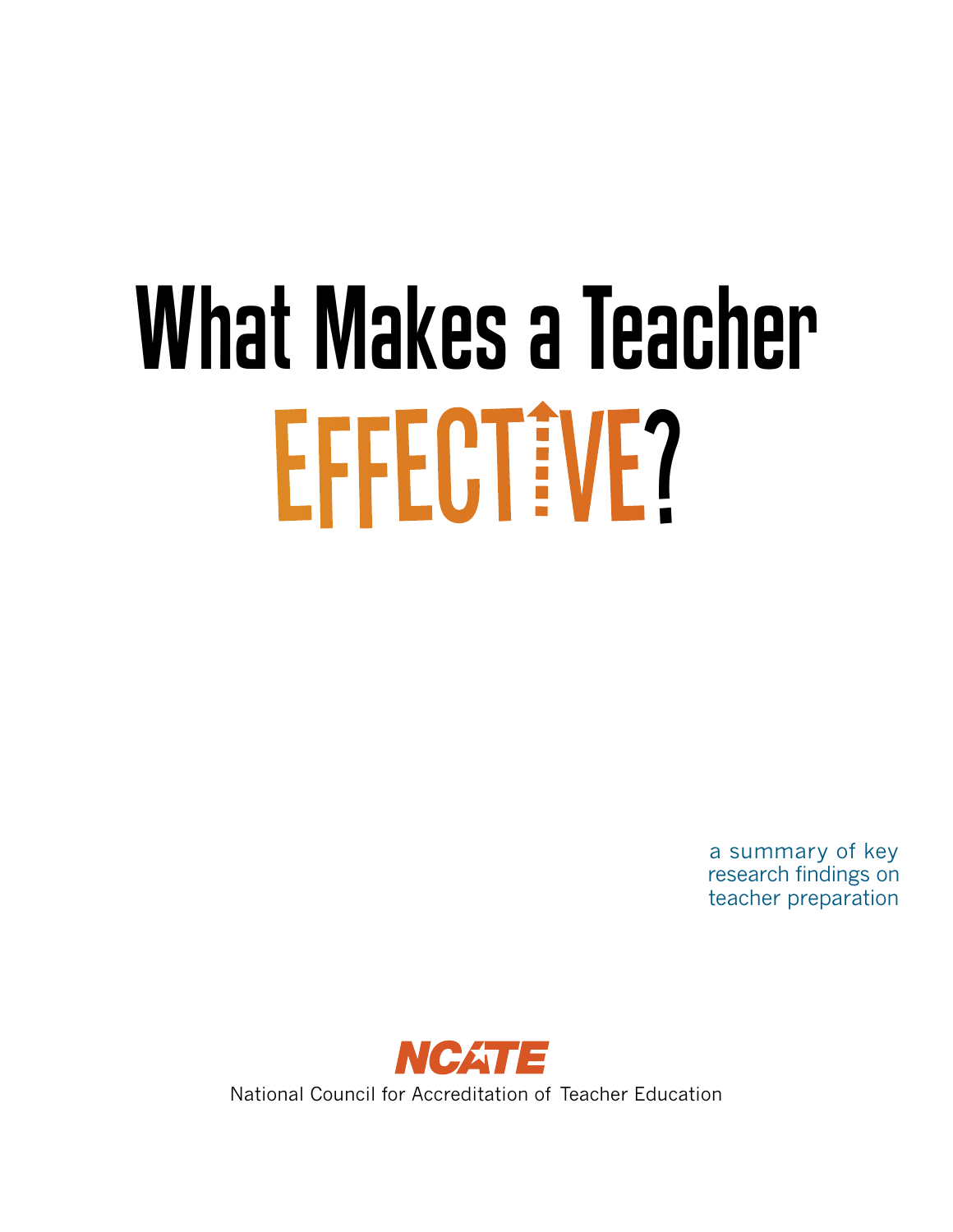# What Makes a Teacher EFFECTIVE?

a summary of key research findings on teacher preparation

NCATE

National Council for Accreditation of Teacher Education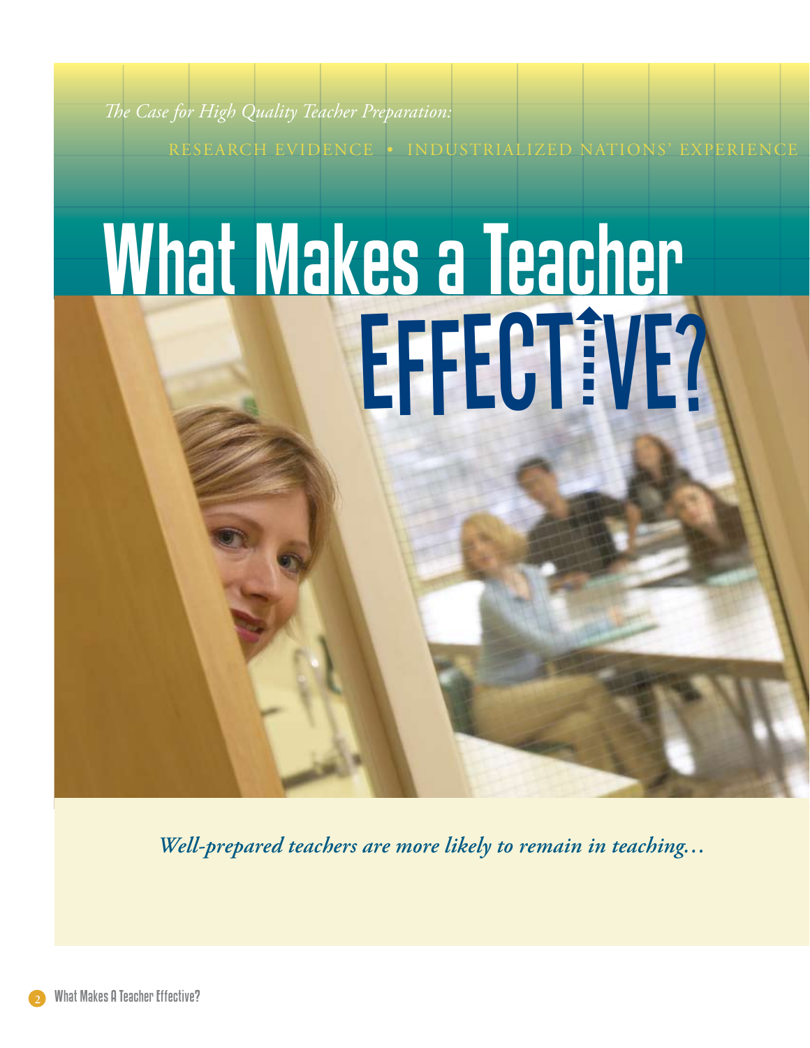*The Case for High Quality Teacher Preparation:*

RESEARCH EVIDENCE • INDUSTRIALIZED NATIONS' EXPERIENCE

# What Makes a Teacher EFFECTIVE?

***Well-prepared teachers are more likely to remain in teaching…***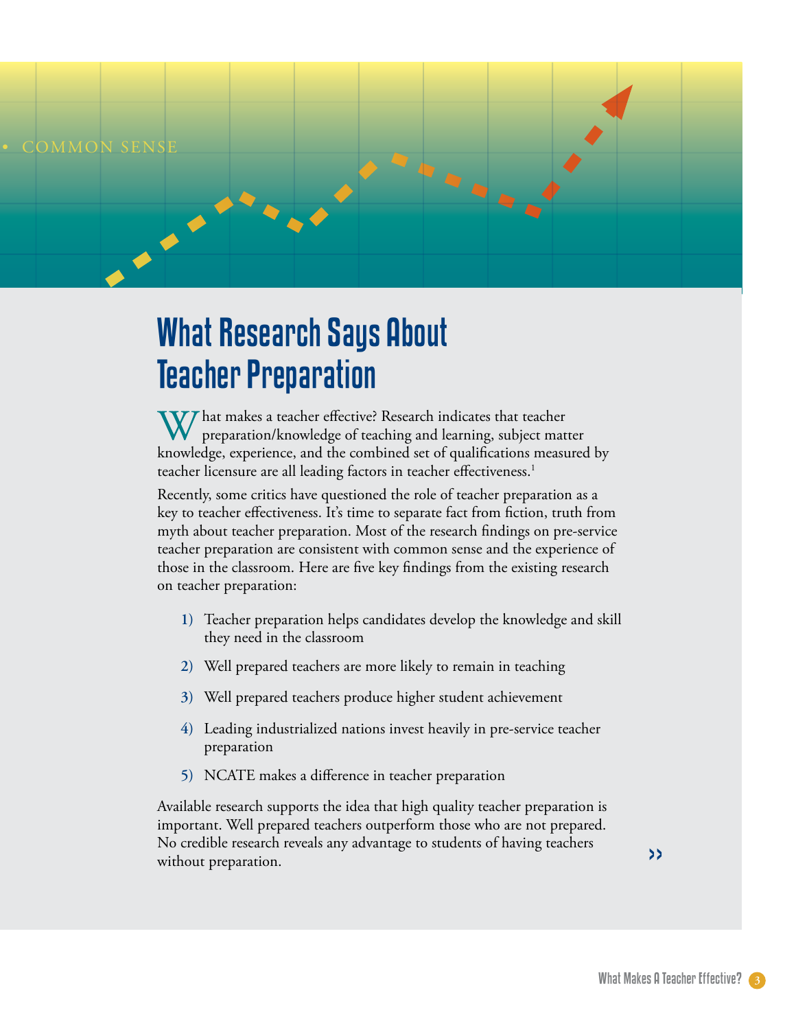• COMMON SENSE

# What Research Says About Teacher Preparation

What makes a teacher effective? Research indicates that teacher preparation/knowledge of teaching and learning, subject matter knowledge, experience, and the combined set of qualifications measured by teacher licensure are all leading factors in teacher effectiveness.[1]

Recently, some critics have questioned the role of teacher preparation as a key to teacher effectiveness. It's time to separate fact from fiction, truth from myth about teacher preparation. Most of the research findings on pre-service teacher preparation are consistent with common sense and the experience of those in the classroom. Here are five key findings from the existing research on teacher preparation:

1) Teacher preparation helps candidates develop the knowledge and skill they need in the classroom
2) Well prepared teachers are more likely to remain in teaching
3) Well prepared teachers produce higher student achievement
4) Leading industrialized nations invest heavily in pre-service teacher preparation
5) NCATE makes a difference in teacher preparation

Available research supports the idea that high quality teacher preparation is important. Well prepared teachers outperform those who are not prepared. No credible research reveals any advantage to students of having teachers without preparation.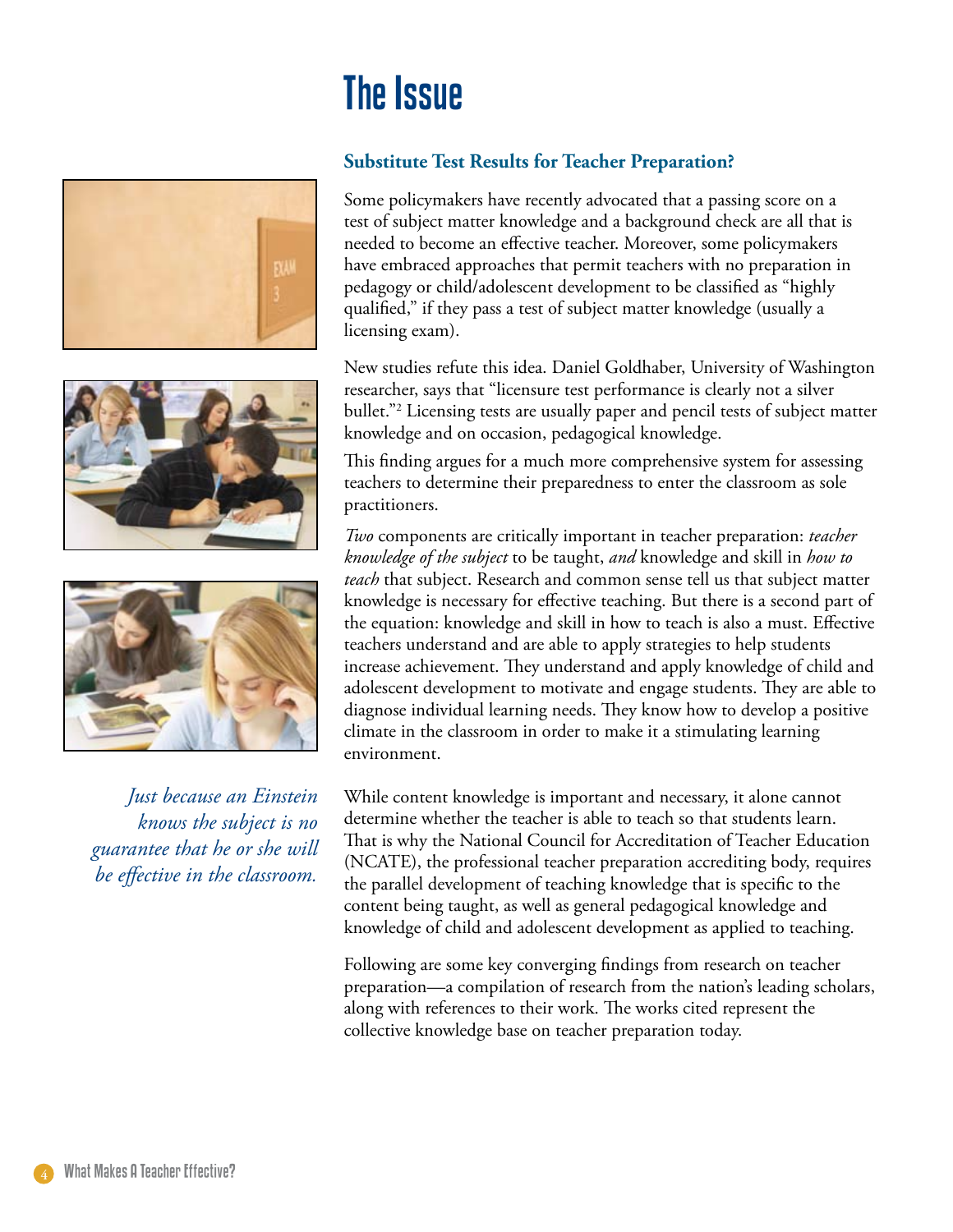# The Issue

## Substitute Test Results for Teacher Preparation?

Some policymakers have recently advocated that a passing score on a test of subject matter knowledge and a background check are all that is needed to become an effective teacher. Moreover, some policymakers have embraced approaches that permit teachers with no preparation in pedagogy or child/adolescent development to be classified as "highly qualified," if they pass a test of subject matter knowledge (usually a licensing exam).

New studies refute this idea. Daniel Goldhaber, University of Washington researcher, says that "licensure test performance is clearly not a silver bullet."[2] Licensing tests are usually paper and pencil tests of subject matter knowledge and on occasion, pedagogical knowledge.

This finding argues for a much more comprehensive system for assessing teachers to determine their preparedness to enter the classroom as sole practitioners.

*Two* components are critically important in teacher preparation: *teacher knowledge of the subject* to be taught, *and* knowledge and skill in *how to teach* that subject. Research and common sense tell us that subject matter knowledge is necessary for effective teaching. But there is a second part of the equation: knowledge and skill in how to teach is also a must. Effective teachers understand and are able to apply strategies to help students increase achievement. They understand and apply knowledge of child and adolescent development to motivate and engage students. They are able to diagnose individual learning needs. They know how to develop a positive climate in the classroom in order to make it a stimulating learning environment.

*Just because an Einstein knows the subject is no guarantee that he or she will be effective in the classroom.*

While content knowledge is important and necessary, it alone cannot determine whether the teacher is able to teach so that students learn. That is why the National Council for Accreditation of Teacher Education (NCATE), the professional teacher preparation accrediting body, requires the parallel development of teaching knowledge that is specific to the content being taught, as well as general pedagogical knowledge and knowledge of child and adolescent development as applied to teaching.

Following are some key converging findings from research on teacher preparation—a compilation of research from the nation's leading scholars, along with references to their work. The works cited represent the collective knowledge base on teacher preparation today.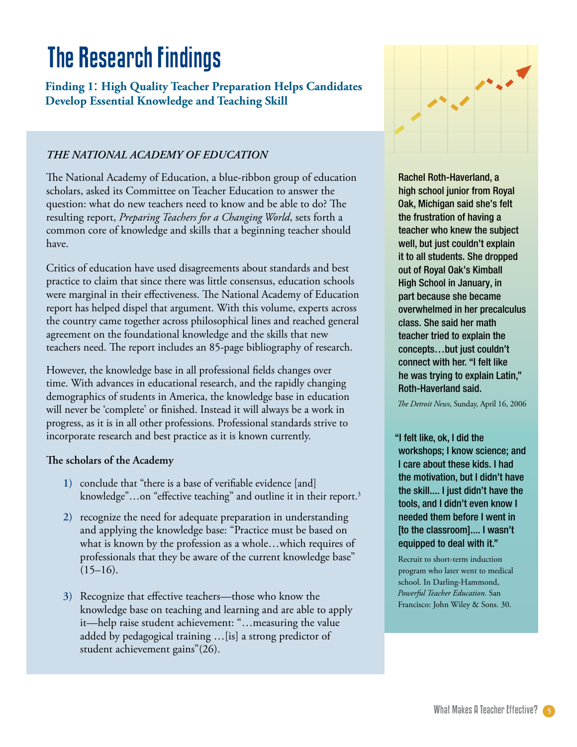# The Research Findings

## Finding 1: High Quality Teacher Preparation Helps Candidates Develop Essential Knowledge and Teaching Skill

### *THE NATIONAL ACADEMY OF EDUCATION*

The National Academy of Education, a blue-ribbon group of education scholars, asked its Committee on Teacher Education to answer the question: what do new teachers need to know and be able to do? The resulting report, *Preparing Teachers for a Changing World*, sets forth a common core of knowledge and skills that a beginning teacher should have.

Critics of education have used disagreements about standards and best practice to claim that since there was little consensus, education schools were marginal in their effectiveness. The National Academy of Education report has helped dispel that argument. With this volume, experts across the country came together across philosophical lines and reached general agreement on the foundational knowledge and the skills that new teachers need. The report includes an 85-page bibliography of research.

However, the knowledge base in all professional fields changes over time. With advances in educational research, and the rapidly changing demographics of students in America, the knowledge base in education will never be 'complete' or finished. Instead it will always be a work in progress, as it is in all other professions. Professional standards strive to incorporate research and best practice as it is known currently.

**The scholars of the Academy**

1) conclude that "there is a base of verifiable evidence [and] knowledge"…on "effective teaching" and outline it in their report.[3]

2) recognize the need for adequate preparation in understanding and applying the knowledge base: "Practice must be based on what is known by the profession as a whole…which requires of professionals that they be aware of the current knowledge base" (15–16).

3) Recognize that effective teachers—those who know the knowledge base on teaching and learning and are able to apply it—help raise student achievement: "…measuring the value added by pedagogical training …[is] a strong predictor of student achievement gains"(26).

Rachel Roth-Haverland, a high school junior from Royal Oak, Michigan said she's felt the frustration of having a teacher who knew the subject well, but just couldn't explain it to all students. She dropped out of Royal Oak's Kimball High School in January, in part because she became overwhelmed in her precalculus class. She said her math teacher tried to explain the concepts…but just couldn't connect with her. "I felt like he was trying to explain Latin," Roth-Haverland said.

*The Detroit News*, Sunday, April 16, 2006

"I felt like, ok, I did the workshops; I know science; and I care about these kids. I had the motivation, but I didn't have the skill.... I just didn't have the tools, and I didn't even know I needed them before I went in [to the classroom].... I wasn't equipped to deal with it."

Recruit to short-term induction program who later went to medical school. In Darling-Hammond, *Powerful Teacher Education*. San Francisco: John Wiley & Sons. 30.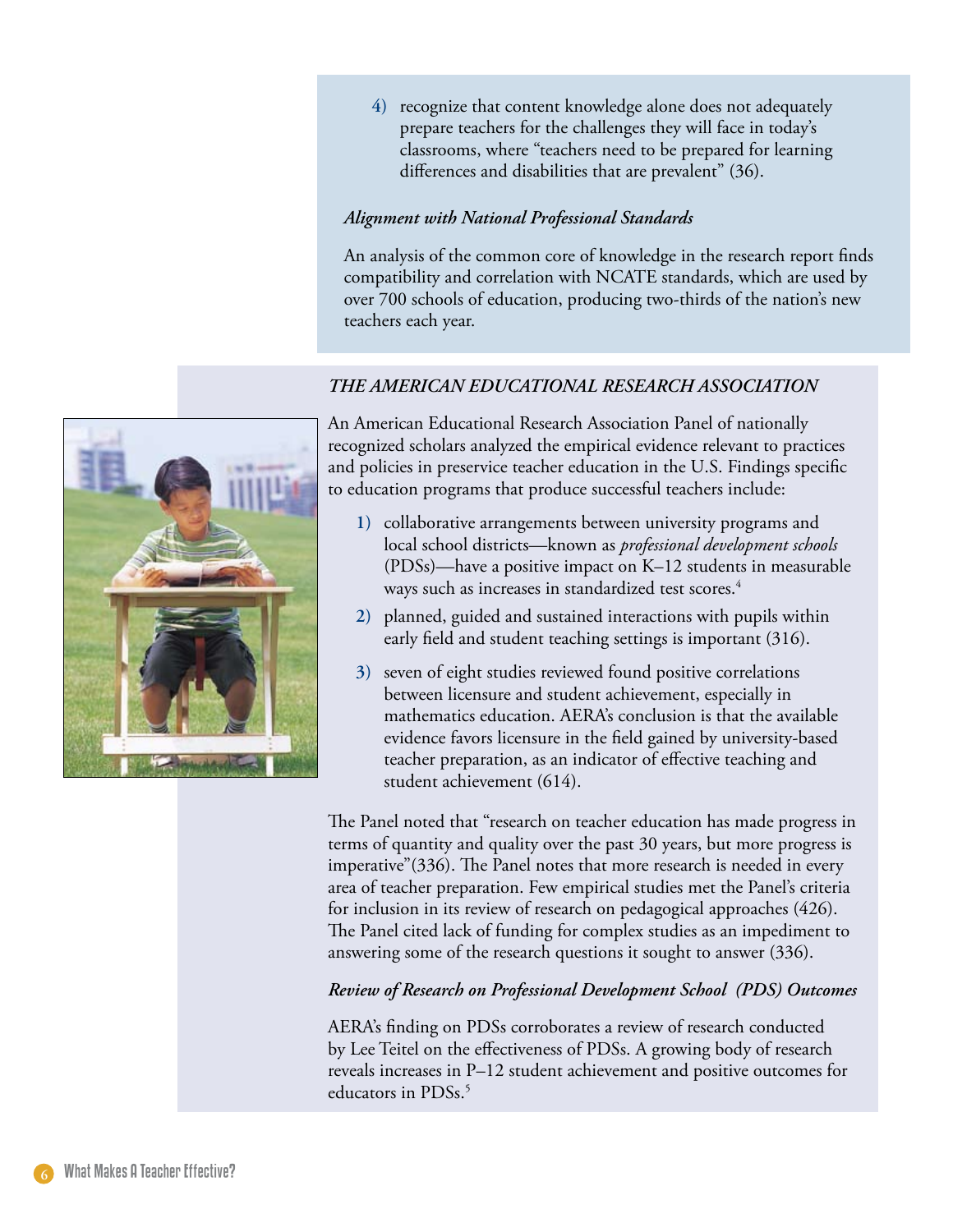4) recognize that content knowledge alone does not adequately prepare teachers for the challenges they will face in today's classrooms, where "teachers need to be prepared for learning differences and disabilities that are prevalent" (36).

*Alignment with National Professional Standards*

An analysis of the common core of knowledge in the research report finds compatibility and correlation with NCATE standards, which are used by over 700 schools of education, producing two-thirds of the nation's new teachers each year.

### *THE AMERICAN EDUCATIONAL RESEARCH ASSOCIATION*

An American Educational Research Association Panel of nationally recognized scholars analyzed the empirical evidence relevant to practices and policies in preservice teacher education in the U.S. Findings specific to education programs that produce successful teachers include:

1) collaborative arrangements between university programs and local school districts—known as *professional development schools* (PDSs)—have a positive impact on K–12 students in measurable ways such as increases in standardized test scores.[4]

2) planned, guided and sustained interactions with pupils within early field and student teaching settings is important (316).

3) seven of eight studies reviewed found positive correlations between licensure and student achievement, especially in mathematics education. AERA's conclusion is that the available evidence favors licensure in the field gained by university-based teacher preparation, as an indicator of effective teaching and student achievement (614).

The Panel noted that "research on teacher education has made progress in terms of quantity and quality over the past 30 years, but more progress is imperative"(336). The Panel notes that more research is needed in every area of teacher preparation. Few empirical studies met the Panel's criteria for inclusion in its review of research on pedagogical approaches (426). The Panel cited lack of funding for complex studies as an impediment to answering some of the research questions it sought to answer (336).

*Review of Research on Professional Development School (PDS) Outcomes*

AERA's finding on PDSs corroborates a review of research conducted by Lee Teitel on the effectiveness of PDSs. A growing body of research reveals increases in P–12 student achievement and positive outcomes for educators in PDSs.[5]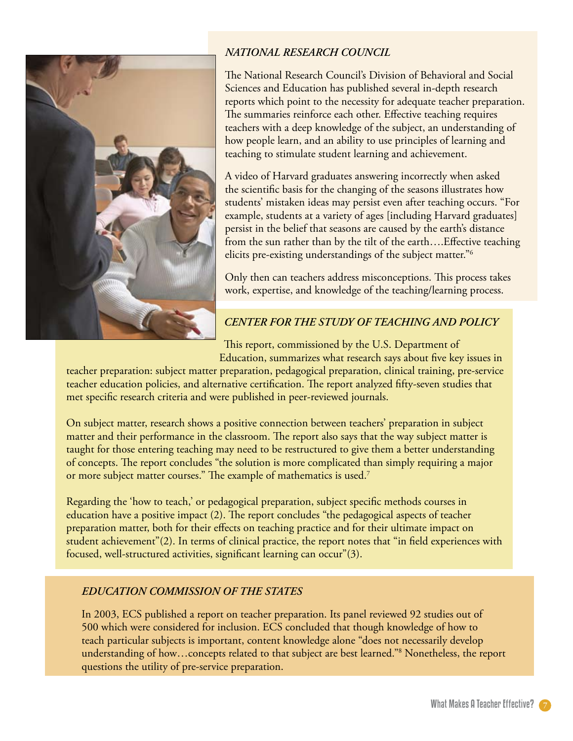### *NATIONAL RESEARCH COUNCIL*

The National Research Council's Division of Behavioral and Social Sciences and Education has published several in-depth research reports which point to the necessity for adequate teacher preparation. The summaries reinforce each other. Effective teaching requires teachers with a deep knowledge of the subject, an understanding of how people learn, and an ability to use principles of learning and teaching to stimulate student learning and achievement.

A video of Harvard graduates answering incorrectly when asked the scientific basis for the changing of the seasons illustrates how students' mistaken ideas may persist even after teaching occurs. "For example, students at a variety of ages [including Harvard graduates] persist in the belief that seasons are caused by the earth's distance from the sun rather than by the tilt of the earth….Effective teaching elicits pre-existing understandings of the subject matter."[6]

Only then can teachers address misconceptions. This process takes work, expertise, and knowledge of the teaching/learning process.

### *CENTER FOR THE STUDY OF TEACHING AND POLICY*

This report, commissioned by the U.S. Department of Education, summarizes what research says about five key issues in teacher preparation: subject matter preparation, pedagogical preparation, clinical training, pre-service teacher education policies, and alternative certification. The report analyzed fifty-seven studies that met specific research criteria and were published in peer-reviewed journals.

On subject matter, research shows a positive connection between teachers' preparation in subject matter and their performance in the classroom. The report also says that the way subject matter is taught for those entering teaching may need to be restructured to give them a better understanding of concepts. The report concludes "the solution is more complicated than simply requiring a major or more subject matter courses." The example of mathematics is used.[7]

Regarding the 'how to teach,' or pedagogical preparation, subject specific methods courses in education have a positive impact (2). The report concludes "the pedagogical aspects of teacher preparation matter, both for their effects on teaching practice and for their ultimate impact on student achievement"(2). In terms of clinical practice, the report notes that "in field experiences with focused, well-structured activities, significant learning can occur"(3).

### *EDUCATION COMMISSION OF THE STATES*

In 2003, ECS published a report on teacher preparation. Its panel reviewed 92 studies out of 500 which were considered for inclusion. ECS concluded that though knowledge of how to teach particular subjects is important, content knowledge alone "does not necessarily develop understanding of how…concepts related to that subject are best learned."[8] Nonetheless, the report questions the utility of pre-service preparation.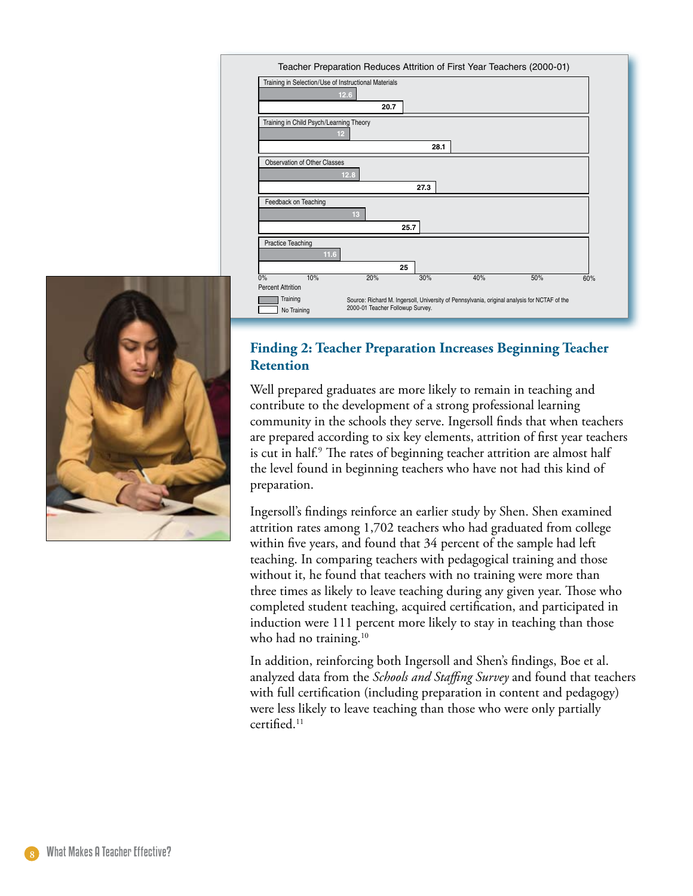**Teacher Preparation Reduces Attrition of First Year Teachers (2000-01)**

| Preparation Element | Training (Percent Attrition) | No Training (Percent Attrition) |
|---|---|---|
| Training in Selection/Use of Instructional Materials | 12.6 | 20.7 |
| Training in Child Psych/Learning Theory | 12 | 28.1 |
| Observation of Other Classes | 12.8 | 27.3 |
| Feedback on Teaching | 13 | 25.7 |
| Practice Teaching | 11.6 | 25 |

Source: Richard M. Ingersoll, University of Pennsylvania, original analysis for NCTAF of the 2000-01 Teacher Followup Survey.

## Finding 2: Teacher Preparation Increases Beginning Teacher Retention

Well prepared graduates are more likely to remain in teaching and contribute to the development of a strong professional learning community in the schools they serve. Ingersoll finds that when teachers are prepared according to six key elements, attrition of first year teachers is cut in half.[9] The rates of beginning teacher attrition are almost half the level found in beginning teachers who have not had this kind of preparation.

Ingersoll's findings reinforce an earlier study by Shen. Shen examined attrition rates among 1,702 teachers who had graduated from college within five years, and found that 34 percent of the sample had left teaching. In comparing teachers with pedagogical training and those without it, he found that teachers with no training were more than three times as likely to leave teaching during any given year. Those who completed student teaching, acquired certification, and participated in induction were 111 percent more likely to stay in teaching than those who had no training.[10]

In addition, reinforcing both Ingersoll and Shen's findings, Boe et al. analyzed data from the *Schools and Staffing Survey* and found that teachers with full certification (including preparation in content and pedagogy) were less likely to leave teaching than those who were only partially certified.[11]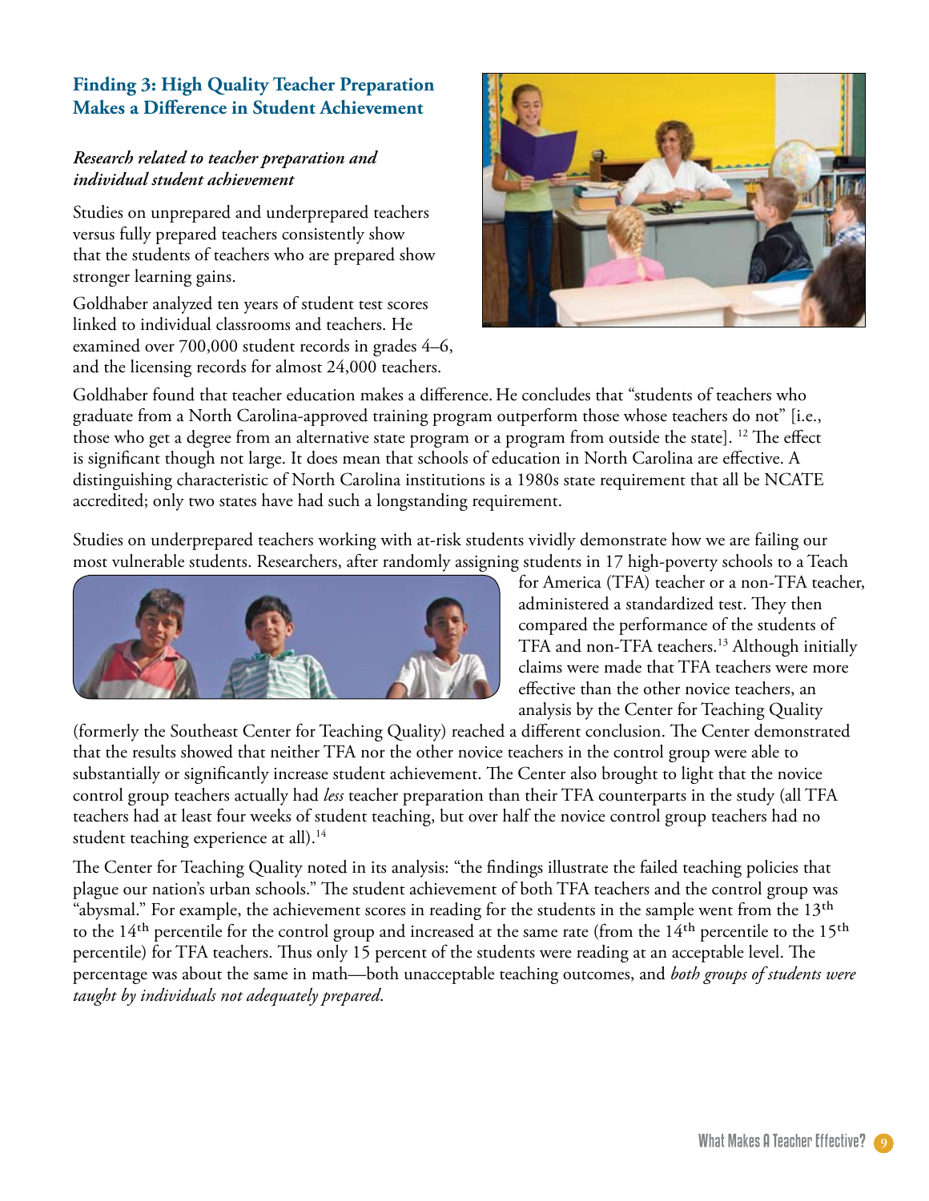## Finding 3: High Quality Teacher Preparation Makes a Difference in Student Achievement

### *Research related to teacher preparation and individual student achievement*

Studies on unprepared and underprepared teachers versus fully prepared teachers consistently show that the students of teachers who are prepared show stronger learning gains.

Goldhaber analyzed ten years of student test scores linked to individual classrooms and teachers. He examined over 700,000 student records in grades 4–6, and the licensing records for almost 24,000 teachers. Goldhaber found that teacher education makes a difference. He concludes that "students of teachers who graduate from a North Carolina-approved training program outperform those whose teachers do not" [i.e., those who get a degree from an alternative state program or a program from outside the state]. [12] The effect is significant though not large. It does mean that schools of education in North Carolina are effective. A distinguishing characteristic of North Carolina institutions is a 1980s state requirement that all be NCATE accredited; only two states have had such a longstanding requirement.

Studies on underprepared teachers working with at-risk students vividly demonstrate how we are failing our most vulnerable students. Researchers, after randomly assigning students in 17 high-poverty schools to a Teach for America (TFA) teacher or a non-TFA teacher, administered a standardized test. They then compared the performance of the students of TFA and non-TFA teachers.[13] Although initially claims were made that TFA teachers were more effective than the other novice teachers, an analysis by the Center for Teaching Quality (formerly the Southeast Center for Teaching Quality) reached a different conclusion. The Center demonstrated that the results showed that neither TFA nor the other novice teachers in the control group were able to substantially or significantly increase student achievement. The Center also brought to light that the novice control group teachers actually had *less* teacher preparation than their TFA counterparts in the study (all TFA teachers had at least four weeks of student teaching, but over half the novice control group teachers had no student teaching experience at all).[14]

The Center for Teaching Quality noted in its analysis: "the findings illustrate the failed teaching policies that plague our nation's urban schools." The student achievement of both TFA teachers and the control group was "abysmal." For example, the achievement scores in reading for the students in the sample went from the 13th to the 14th percentile for the control group and increased at the same rate (from the 14th percentile to the 15th percentile) for TFA teachers. Thus only 15 percent of the students were reading at an acceptable level. The percentage was about the same in math—both unacceptable teaching outcomes, and *both groups of students were taught by individuals not adequately prepared*.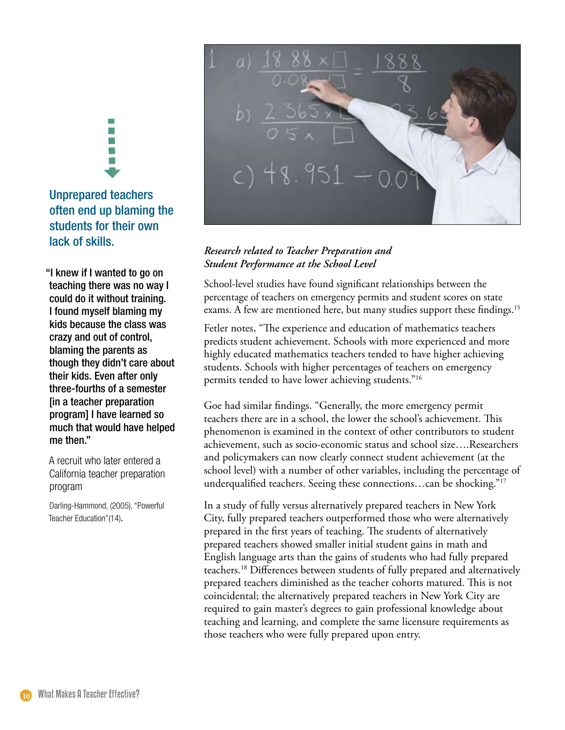**Unprepared teachers often end up blaming the students for their own lack of skills.**

**"I knew if I wanted to go on teaching there was no way I could do it without training. I found myself blaming my kids because the class was crazy and out of control, blaming the parents as though they didn't care about their kids. Even after only three-fourths of a semester [in a teacher preparation program] I have learned so much that would have helped me then."**

A recruit who later entered a California teacher preparation program

Darling-Hammond, (2005), "Powerful Teacher Education"(14).

### *Research related to Teacher Preparation and Student Performance at the School Level*

School-level studies have found significant relationships between the percentage of teachers on emergency permits and student scores on state exams. A few are mentioned here, but many studies support these findings.[15]

Fetler notes, "The experience and education of mathematics teachers predicts student achievement. Schools with more experienced and more highly educated mathematics teachers tended to have higher achieving students. Schools with higher percentages of teachers on emergency permits tended to have lower achieving students."[16]

Goe had similar findings. "Generally, the more emergency permit teachers there are in a school, the lower the school's achievement. This phenomenon is examined in the context of other contributors to student achievement, such as socio-economic status and school size….Researchers and policymakers can now clearly connect student achievement (at the school level) with a number of other variables, including the percentage of underqualified teachers. Seeing these connections…can be shocking."[17]

In a study of fully versus alternatively prepared teachers in New York City, fully prepared teachers outperformed those who were alternatively prepared in the first years of teaching. The students of alternatively prepared teachers showed smaller initial student gains in math and English language arts than the gains of students who had fully prepared teachers.[18] Differences between students of fully prepared and alternatively prepared teachers diminished as the teacher cohorts matured. This is not coincidental; the alternatively prepared teachers in New York City are required to gain master's degrees to gain professional knowledge about teaching and learning, and complete the same licensure requirements as those teachers who were fully prepared upon entry.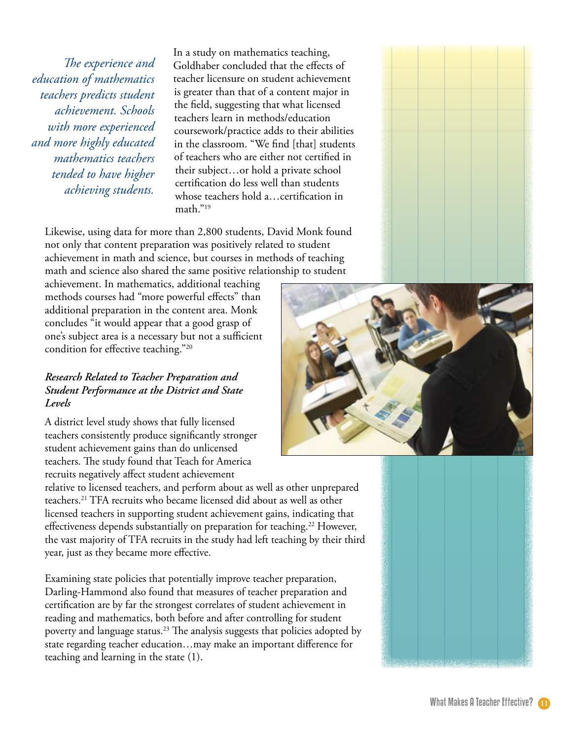*The experience and education of mathematics teachers predicts student achievement. Schools with more experienced and more highly educated mathematics teachers tended to have higher achieving students.*

In a study on mathematics teaching, Goldhaber concluded that the effects of teacher licensure on student achievement is greater than that of a content major in the field, suggesting that what licensed teachers learn in methods/education coursework/practice adds to their abilities in the classroom. "We find [that] students of teachers who are either not certified in their subject…or hold a private school certification do less well than students whose teachers hold a…certification in math."[19]

Likewise, using data for more than 2,800 students, David Monk found not only that content preparation was positively related to student achievement in math and science, but courses in methods of teaching math and science also shared the same positive relationship to student achievement. In mathematics, additional teaching methods courses had "more powerful effects" than additional preparation in the content area. Monk concludes "it would appear that a good grasp of one's subject area is a necessary but not a sufficient condition for effective teaching."[20]

### *Research Related to Teacher Preparation and Student Performance at the District and State Levels*

A district level study shows that fully licensed teachers consistently produce significantly stronger student achievement gains than do unlicensed teachers. The study found that Teach for America recruits negatively affect student achievement relative to licensed teachers, and perform about as well as other unprepared teachers.[21] TFA recruits who became licensed did about as well as other licensed teachers in supporting student achievement gains, indicating that effectiveness depends substantially on preparation for teaching.[22] However, the vast majority of TFA recruits in the study had left teaching by their third year, just as they became more effective.

Examining state policies that potentially improve teacher preparation, Darling-Hammond also found that measures of teacher preparation and certification are by far the strongest correlates of student achievement in reading and mathematics, both before and after controlling for student poverty and language status.[23] The analysis suggests that policies adopted by state regarding teacher education…may make an important difference for teaching and learning in the state (1).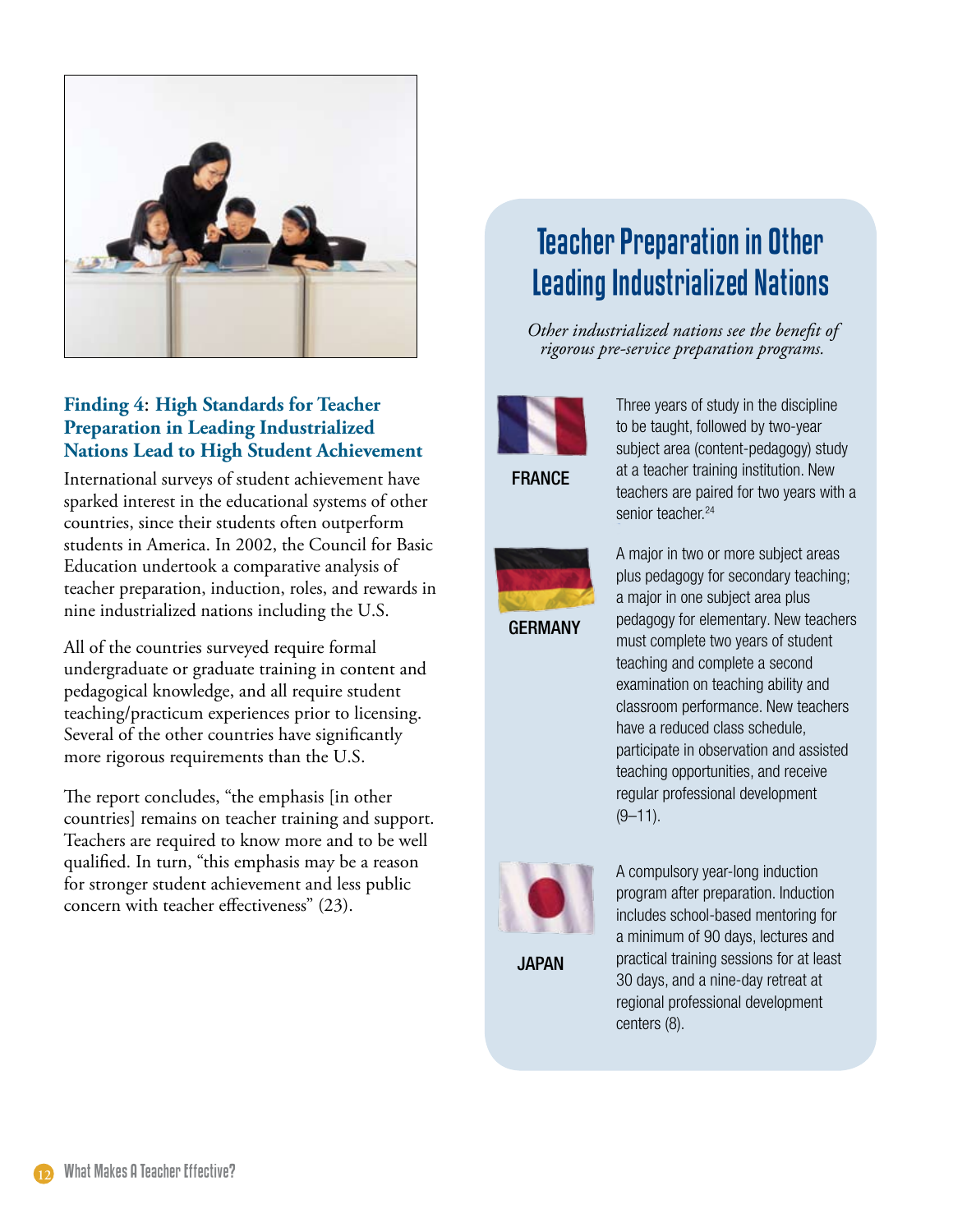### Finding 4: High Standards for Teacher Preparation in Leading Industrialized Nations Lead to High Student Achievement

International surveys of student achievement have sparked interest in the educational systems of other countries, since their students often outperform students in America. In 2002, the Council for Basic Education undertook a comparative analysis of teacher preparation, induction, roles, and rewards in nine industrialized nations including the U.S.

All of the countries surveyed require formal undergraduate or graduate training in content and pedagogical knowledge, and all require student teaching/practicum experiences prior to licensing. Several of the other countries have significantly more rigorous requirements than the U.S.

The report concludes, "the emphasis [in other countries] remains on teacher training and support. Teachers are required to know more and to be well qualified. In turn, "this emphasis may be a reason for stronger student achievement and less public concern with teacher effectiveness" (23).

## Teacher Preparation in Other Leading Industrialized Nations

*Other industrialized nations see the benefit of rigorous pre-service preparation programs.*

**FRANCE**

Three years of study in the discipline to be taught, followed by two-year subject area (content-pedagogy) study at a teacher training institution. New teachers are paired for two years with a senior teacher.[24]

**GERMANY**

A major in two or more subject areas plus pedagogy for secondary teaching; a major in one subject area plus pedagogy for elementary. New teachers must complete two years of student teaching and complete a second examination on teaching ability and classroom performance. New teachers have a reduced class schedule, participate in observation and assisted teaching opportunities, and receive regular professional development (9–11).

**JAPAN**

A compulsory year-long induction program after preparation. Induction includes school-based mentoring for a minimum of 90 days, lectures and practical training sessions for at least 30 days, and a nine-day retreat at regional professional development centers (8).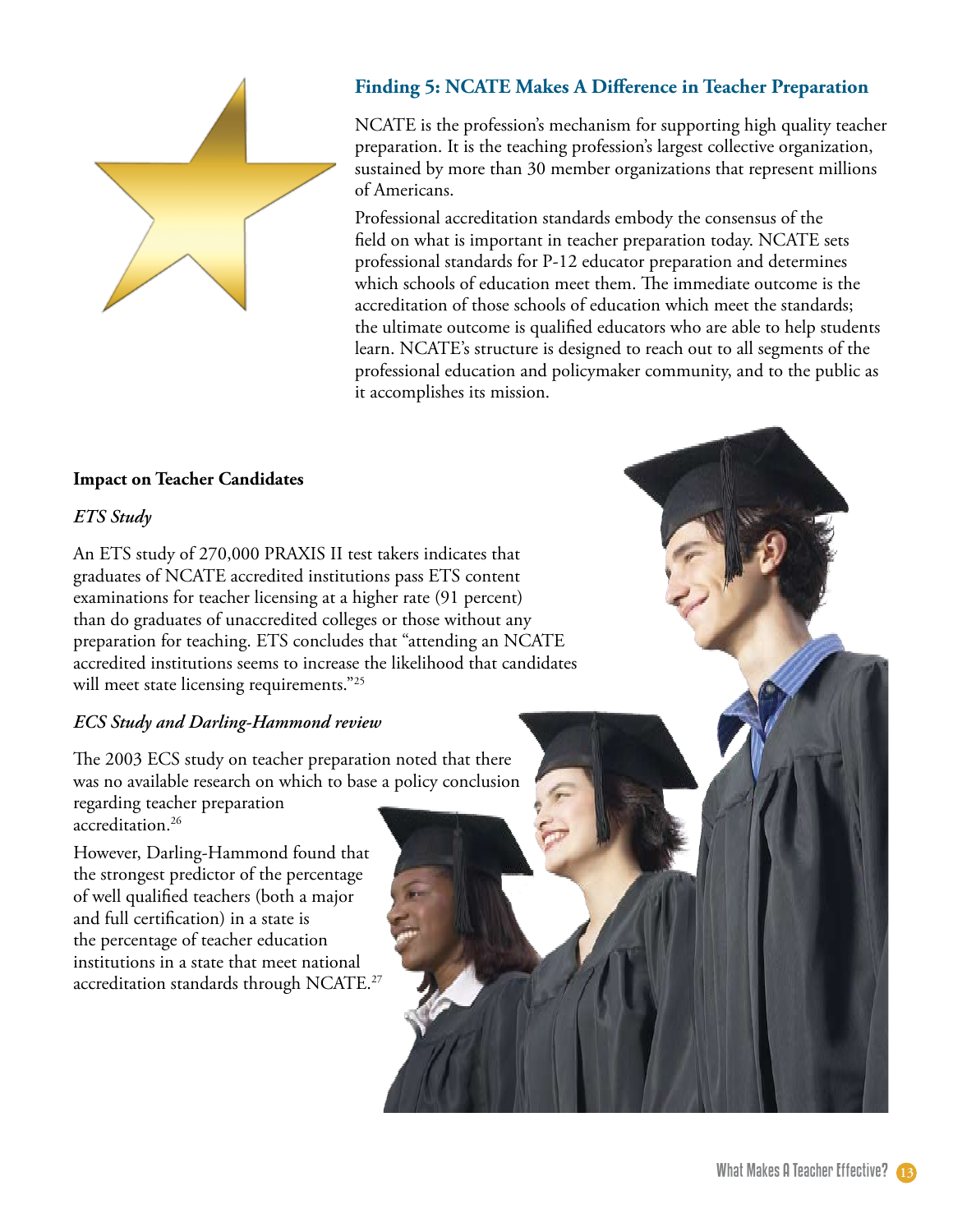## Finding 5: NCATE Makes A Difference in Teacher Preparation

NCATE is the profession's mechanism for supporting high quality teacher preparation. It is the teaching profession's largest collective organization, sustained by more than 30 member organizations that represent millions of Americans.

Professional accreditation standards embody the consensus of the field on what is important in teacher preparation today. NCATE sets professional standards for P-12 educator preparation and determines which schools of education meet them. The immediate outcome is the accreditation of those schools of education which meet the standards; the ultimate outcome is qualified educators who are able to help students learn. NCATE's structure is designed to reach out to all segments of the professional education and policymaker community, and to the public as it accomplishes its mission.

### Impact on Teacher Candidates

*ETS Study*

An ETS study of 270,000 PRAXIS II test takers indicates that graduates of NCATE accredited institutions pass ETS content examinations for teacher licensing at a higher rate (91 percent) than do graduates of unaccredited colleges or those without any preparation for teaching. ETS concludes that "attending an NCATE accredited institutions seems to increase the likelihood that candidates will meet state licensing requirements."[25]

*ECS Study and Darling-Hammond review*

The 2003 ECS study on teacher preparation noted that there was no available research on which to base a policy conclusion regarding teacher preparation accreditation.[26]

However, Darling-Hammond found that the strongest predictor of the percentage of well qualified teachers (both a major and full certification) in a state is the percentage of teacher education institutions in a state that meet national accreditation standards through NCATE.[27]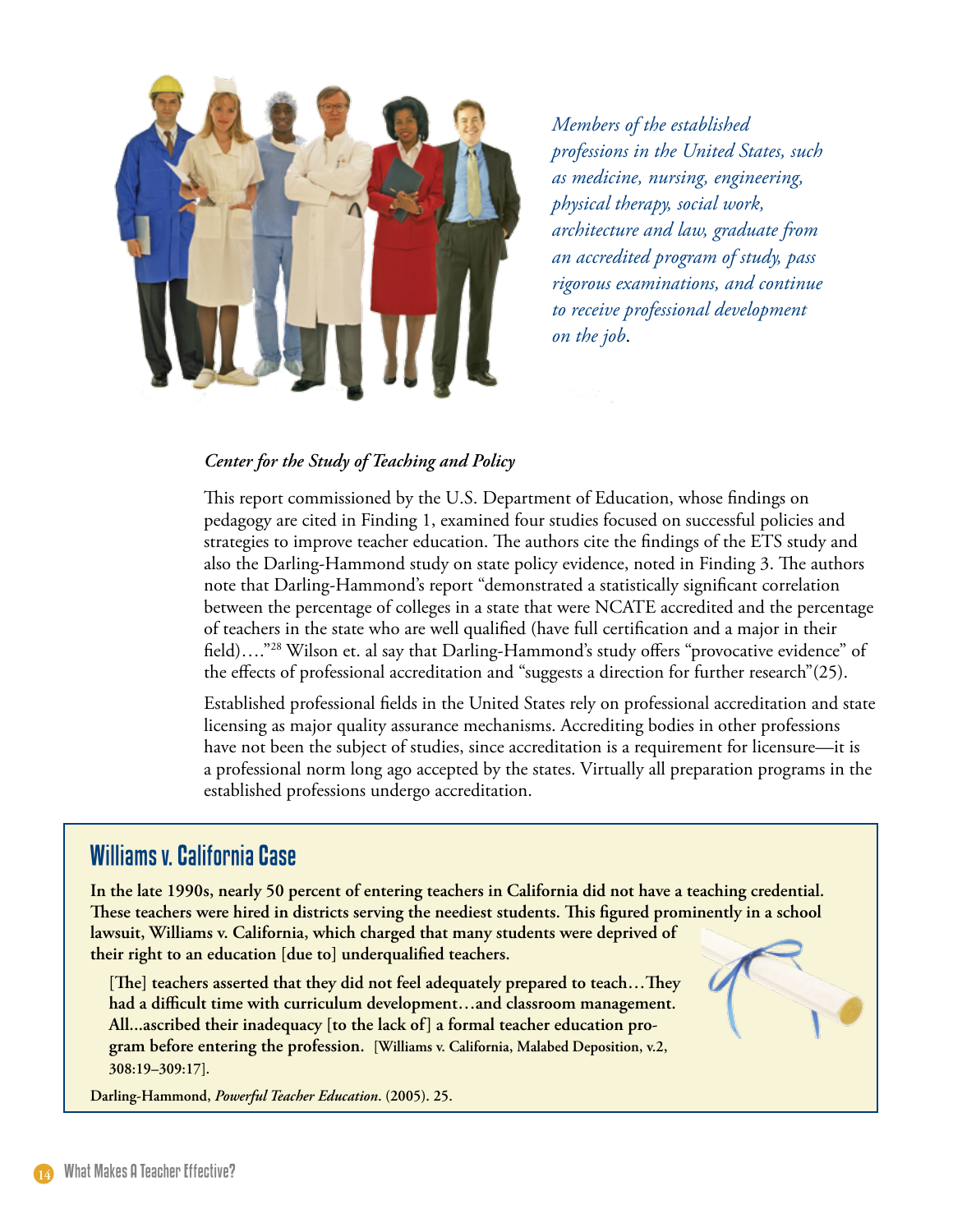*Members of the established professions in the United States, such as medicine, nursing, engineering, physical therapy, social work, architecture and law, graduate from an accredited program of study, pass rigorous examinations, and continue to receive professional development on the job.*

*Center for the Study of Teaching and Policy*

This report commissioned by the U.S. Department of Education, whose findings on pedagogy are cited in Finding 1, examined four studies focused on successful policies and strategies to improve teacher education. The authors cite the findings of the ETS study and also the Darling-Hammond study on state policy evidence, noted in Finding 3. The authors note that Darling-Hammond's report "demonstrated a statistically significant correlation between the percentage of colleges in a state that were NCATE accredited and the percentage of teachers in the state who are well qualified (have full certification and a major in their field)…."[28] Wilson et. al say that Darling-Hammond's study offers "provocative evidence" of the effects of professional accreditation and "suggests a direction for further research"(25).

Established professional fields in the United States rely on professional accreditation and state licensing as major quality assurance mechanisms. Accrediting bodies in other professions have not been the subject of studies, since accreditation is a requirement for licensure—it is a professional norm long ago accepted by the states. Virtually all preparation programs in the established professions undergo accreditation.

## Williams v. California Case

**In the late 1990s, nearly 50 percent of entering teachers in California did not have a teaching credential. These teachers were hired in districts serving the neediest students. This figured prominently in a school lawsuit, Williams v. California, which charged that many students were deprived of their right to an education [due to] underqualified teachers.**

> **[The] teachers asserted that they did not feel adequately prepared to teach…They had a difficult time with curriculum development…and classroom management. All...ascribed their inadequacy [to the lack of] a formal teacher education program before entering the profession.** **[Williams v. California, Malabed Deposition, v.2, 308:19–309:17].**

**Darling-Hammond, *Powerful Teacher Education*. (2005). 25.**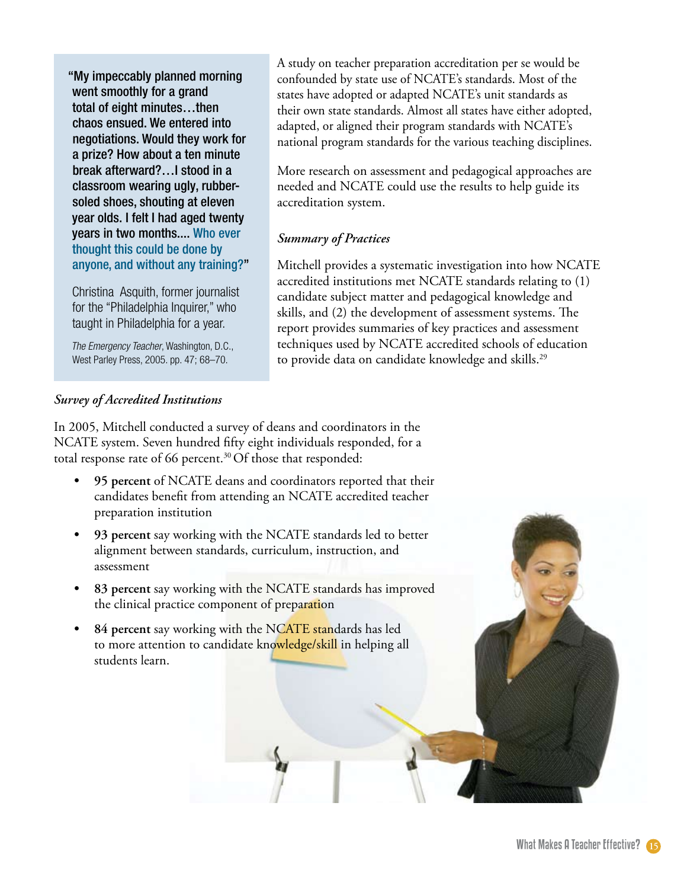> "My impeccably planned morning went smoothly for a grand total of eight minutes…then chaos ensued. We entered into negotiations. Would they work for a prize? How about a ten minute break afterward?…I stood in a classroom wearing ugly, rubber-soled shoes, shouting at eleven year olds. I felt I had aged twenty years in two months.... Who ever thought this could be done by anyone, and without any training?"
>
> Christina Asquith, former journalist for the "Philadelphia Inquirer," who taught in Philadelphia for a year.
>
> *The Emergency Teacher*, Washington, D.C., West Parley Press, 2005. pp. 47; 68–70.

A study on teacher preparation accreditation per se would be confounded by state use of NCATE's standards. Most of the states have adopted or adapted NCATE's unit standards as their own state standards. Almost all states have either adopted, adapted, or aligned their program standards with NCATE's national program standards for the various teaching disciplines.

More research on assessment and pedagogical approaches are needed and NCATE could use the results to help guide its accreditation system.

### *Summary of Practices*

Mitchell provides a systematic investigation into how NCATE accredited institutions met NCATE standards relating to (1) candidate subject matter and pedagogical knowledge and skills, and (2) the development of assessment systems. The report provides summaries of key practices and assessment techniques used by NCATE accredited schools of education to provide data on candidate knowledge and skills.[29]

### *Survey of Accredited Institutions*

In 2005, Mitchell conducted a survey of deans and coordinators in the NCATE system. Seven hundred fifty eight individuals responded, for a total response rate of 66 percent.[30] Of those that responded:

- **95 percent** of NCATE deans and coordinators reported that their candidates benefit from attending an NCATE accredited teacher preparation institution
- **93 percent** say working with the NCATE standards led to better alignment between standards, curriculum, instruction, and assessment
- **83 percent** say working with the NCATE standards has improved the clinical practice component of preparation
- **84 percent** say working with the NCATE standards has led to more attention to candidate knowledge/skill in helping all students learn.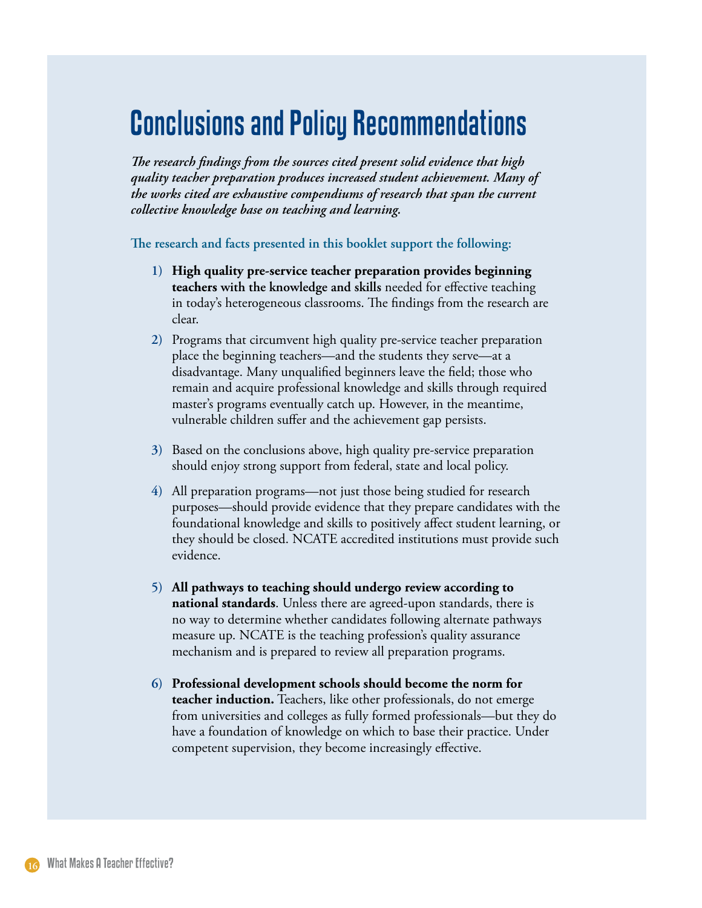# Conclusions and Policy Recommendations

*The research findings from the sources cited present solid evidence that high quality teacher preparation produces increased student achievement. Many of the works cited are exhaustive compendiums of research that span the current collective knowledge base on teaching and learning.*

**The research and facts presented in this booklet support the following:**

1) **High quality pre-service teacher preparation provides beginning teachers with the knowledge and skills** needed for effective teaching in today's heterogeneous classrooms. The findings from the research are clear.

2) Programs that circumvent high quality pre-service teacher preparation place the beginning teachers—and the students they serve—at a disadvantage. Many unqualified beginners leave the field; those who remain and acquire professional knowledge and skills through required master's programs eventually catch up. However, in the meantime, vulnerable children suffer and the achievement gap persists.

3) Based on the conclusions above, high quality pre-service preparation should enjoy strong support from federal, state and local policy.

4) All preparation programs—not just those being studied for research purposes—should provide evidence that they prepare candidates with the foundational knowledge and skills to positively affect student learning, or they should be closed. NCATE accredited institutions must provide such evidence.

5) **All pathways to teaching should undergo review according to national standards**. Unless there are agreed-upon standards, there is no way to determine whether candidates following alternate pathways measure up. NCATE is the teaching profession's quality assurance mechanism and is prepared to review all preparation programs.

6) **Professional development schools should become the norm for teacher induction.** Teachers, like other professionals, do not emerge from universities and colleges as fully formed professionals—but they do have a foundation of knowledge on which to base their practice. Under competent supervision, they become increasingly effective.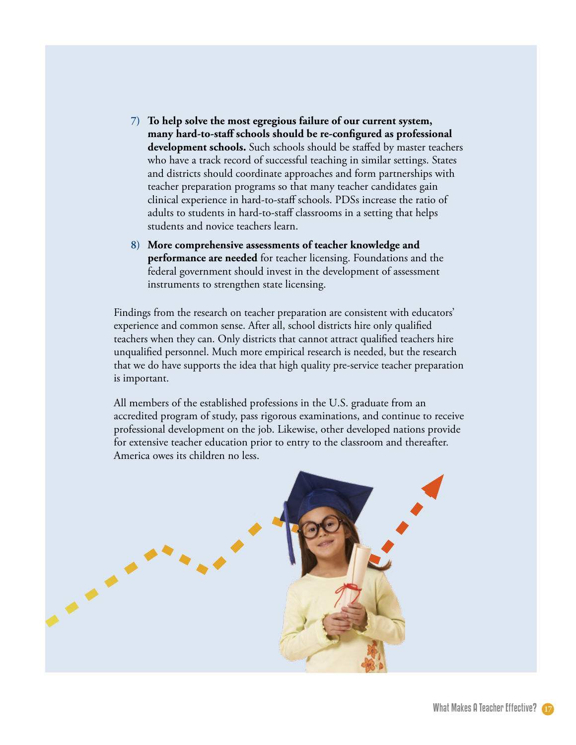7) **To help solve the most egregious failure of our current system, many hard-to-staff schools should be re-configured as professional development schools.** Such schools should be staffed by master teachers who have a track record of successful teaching in similar settings. States and districts should coordinate approaches and form partnerships with teacher preparation programs so that many teacher candidates gain clinical experience in hard-to-staff schools. PDSs increase the ratio of adults to students in hard-to-staff classrooms in a setting that helps students and novice teachers learn.

8) **More comprehensive assessments of teacher knowledge and performance are needed** for teacher licensing. Foundations and the federal government should invest in the development of assessment instruments to strengthen state licensing.

Findings from the research on teacher preparation are consistent with educators' experience and common sense. After all, school districts hire only qualified teachers when they can. Only districts that cannot attract qualified teachers hire unqualified personnel. Much more empirical research is needed, but the research that we do have supports the idea that high quality pre-service teacher preparation is important.

All members of the established professions in the U.S. graduate from an accredited program of study, pass rigorous examinations, and continue to receive professional development on the job. Likewise, other developed nations provide for extensive teacher education prior to entry to the classroom and thereafter. America owes its children no less.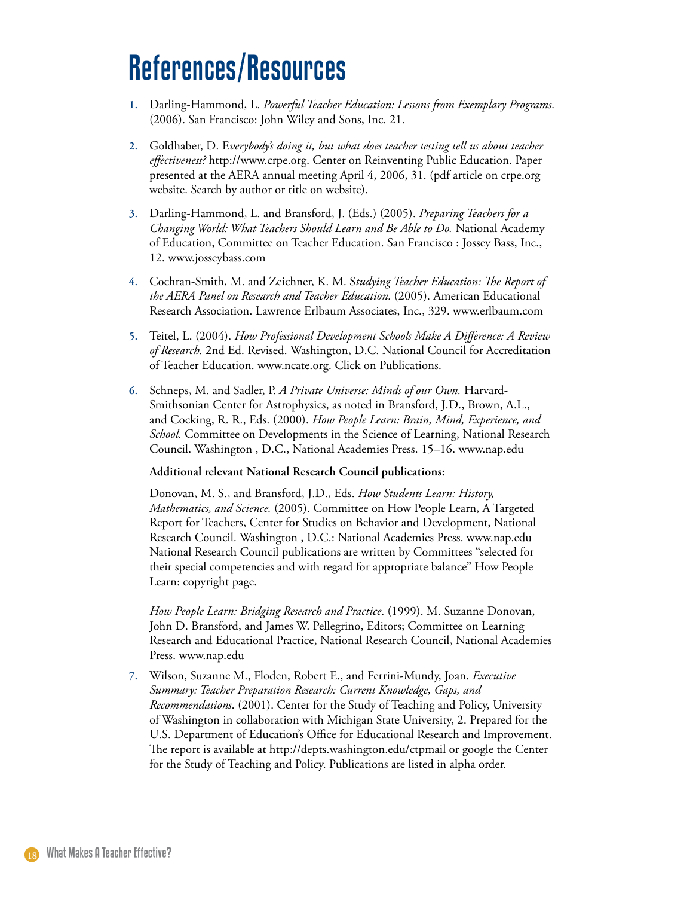# References/Resources

1. Darling-Hammond, L. *Powerful Teacher Education: Lessons from Exemplary Programs*. (2006). San Francisco: John Wiley and Sons, Inc. 21.

2. Goldhaber, D. E*verybody's doing it, but what does teacher testing tell us about teacher effectiveness?* http://www.crpe.org. Center on Reinventing Public Education. Paper presented at the AERA annual meeting April 4, 2006, 31. (pdf article on crpe.org website. Search by author or title on website).

3. Darling-Hammond, L. and Bransford, J. (Eds.) (2005). *Preparing Teachers for a Changing World: What Teachers Should Learn and Be Able to Do.* National Academy of Education, Committee on Teacher Education. San Francisco : Jossey Bass, Inc., 12. www.josseybass.com

4. Cochran-Smith, M. and Zeichner, K. M. S*tudying Teacher Education: The Report of the AERA Panel on Research and Teacher Education.* (2005). American Educational Research Association. Lawrence Erlbaum Associates, Inc., 329. www.erlbaum.com

5. Teitel, L. (2004). *How Professional Development Schools Make A Difference: A Review of Research.* 2nd Ed. Revised. Washington, D.C. National Council for Accreditation of Teacher Education. www.ncate.org. Click on Publications.

6. Schneps, M. and Sadler, P. *A Private Universe: Minds of our Own.* Harvard-Smithsonian Center for Astrophysics, as noted in Bransford, J.D., Brown, A.L., and Cocking, R. R., Eds. (2000). *How People Learn: Brain, Mind, Experience, and School.* Committee on Developments in the Science of Learning, National Research Council. Washington , D.C., National Academies Press. 15–16. www.nap.edu

   **Additional relevant National Research Council publications:**

   Donovan, M. S., and Bransford, J.D., Eds. *How Students Learn: History, Mathematics, and Science.* (2005). Committee on How People Learn, A Targeted Report for Teachers, Center for Studies on Behavior and Development, National Research Council. Washington , D.C.: National Academies Press. www.nap.edu National Research Council publications are written by Committees "selected for their special competencies and with regard for appropriate balance" How People Learn: copyright page.

   *How People Learn: Bridging Research and Practice*. (1999). M. Suzanne Donovan, John D. Bransford, and James W. Pellegrino, Editors; Committee on Learning Research and Educational Practice, National Research Council, National Academies Press. www.nap.edu

7. Wilson, Suzanne M., Floden, Robert E., and Ferrini-Mundy, Joan. *Executive Summary: Teacher Preparation Research: Current Knowledge, Gaps, and Recommendations*. (2001). Center for the Study of Teaching and Policy, University of Washington in collaboration with Michigan State University, 2. Prepared for the U.S. Department of Education's Office for Educational Research and Improvement. The report is available at http://depts.washington.edu/ctpmail or google the Center for the Study of Teaching and Policy. Publications are listed in alpha order.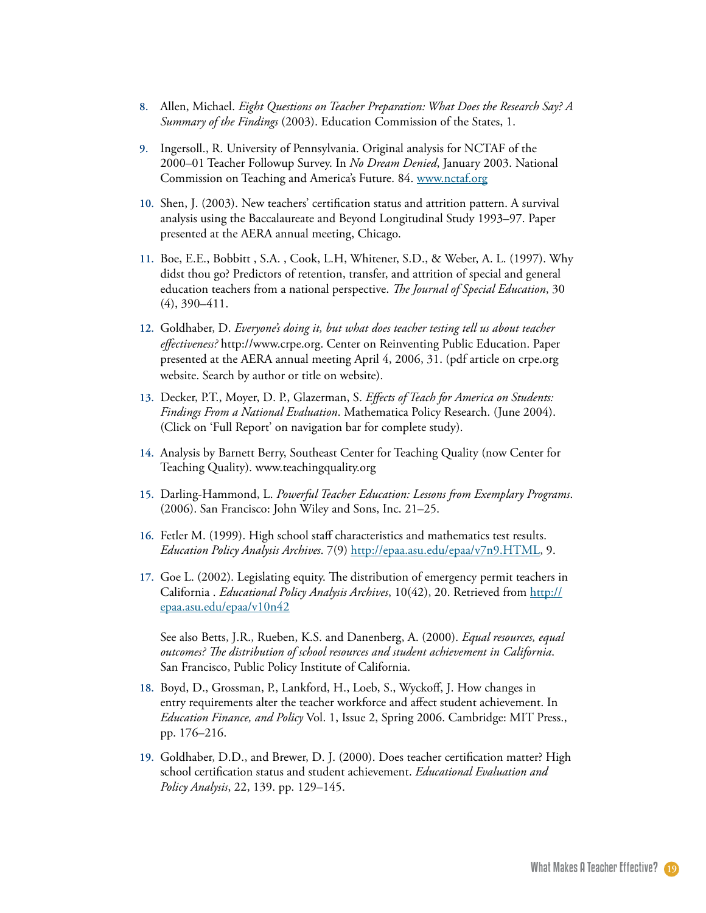8. Allen, Michael. *Eight Questions on Teacher Preparation: What Does the Research Say? A Summary of the Findings* (2003). Education Commission of the States, 1.

9. Ingersoll., R. University of Pennsylvania. Original analysis for NCTAF of the 2000–01 Teacher Followup Survey. In *No Dream Denied*, January 2003. National Commission on Teaching and America's Future. 84. www.nctaf.org

10. Shen, J. (2003). New teachers' certification status and attrition pattern. A survival analysis using the Baccalaureate and Beyond Longitudinal Study 1993–97. Paper presented at the AERA annual meeting, Chicago.

11. Boe, E.E., Bobbitt , S.A. , Cook, L.H, Whitener, S.D., & Weber, A. L. (1997). Why didst thou go? Predictors of retention, transfer, and attrition of special and general education teachers from a national perspective. *The Journal of Special Education*, 30 (4), 390–411.

12. Goldhaber, D. *Everyone's doing it, but what does teacher testing tell us about teacher effectiveness?* http://www.crpe.org. Center on Reinventing Public Education. Paper presented at the AERA annual meeting April 4, 2006, 31. (pdf article on crpe.org website. Search by author or title on website).

13. Decker, P.T., Moyer, D. P., Glazerman, S. *Effects of Teach for America on Students: Findings From a National Evaluation*. Mathematica Policy Research. (June 2004). (Click on 'Full Report' on navigation bar for complete study).

14. Analysis by Barnett Berry, Southeast Center for Teaching Quality (now Center for Teaching Quality). www.teachingquality.org

15. Darling-Hammond, L. *Powerful Teacher Education: Lessons from Exemplary Programs*. (2006). San Francisco: John Wiley and Sons, Inc. 21–25.

16. Fetler M. (1999). High school staff characteristics and mathematics test results. *Education Policy Analysis Archives*. 7(9) http://epaa.asu.edu/epaa/v7n9.HTML, 9.

17. Goe L. (2002). Legislating equity. The distribution of emergency permit teachers in California . *Educational Policy Analysis Archives*, 10(42), 20. Retrieved from http://epaa.asu.edu/epaa/v10n42

    See also Betts, J.R., Rueben, K.S. and Danenberg, A. (2000). *Equal resources, equal outcomes? The distribution of school resources and student achievement in California*. San Francisco, Public Policy Institute of California.

18. Boyd, D., Grossman, P., Lankford, H., Loeb, S., Wyckoff, J. How changes in entry requirements alter the teacher workforce and affect student achievement. In *Education Finance, and Policy* Vol. 1, Issue 2, Spring 2006. Cambridge: MIT Press., pp. 176–216.

19. Goldhaber, D.D., and Brewer, D. J. (2000). Does teacher certification matter? High school certification status and student achievement. *Educational Evaluation and Policy Analysis*, 22, 139. pp. 129–145.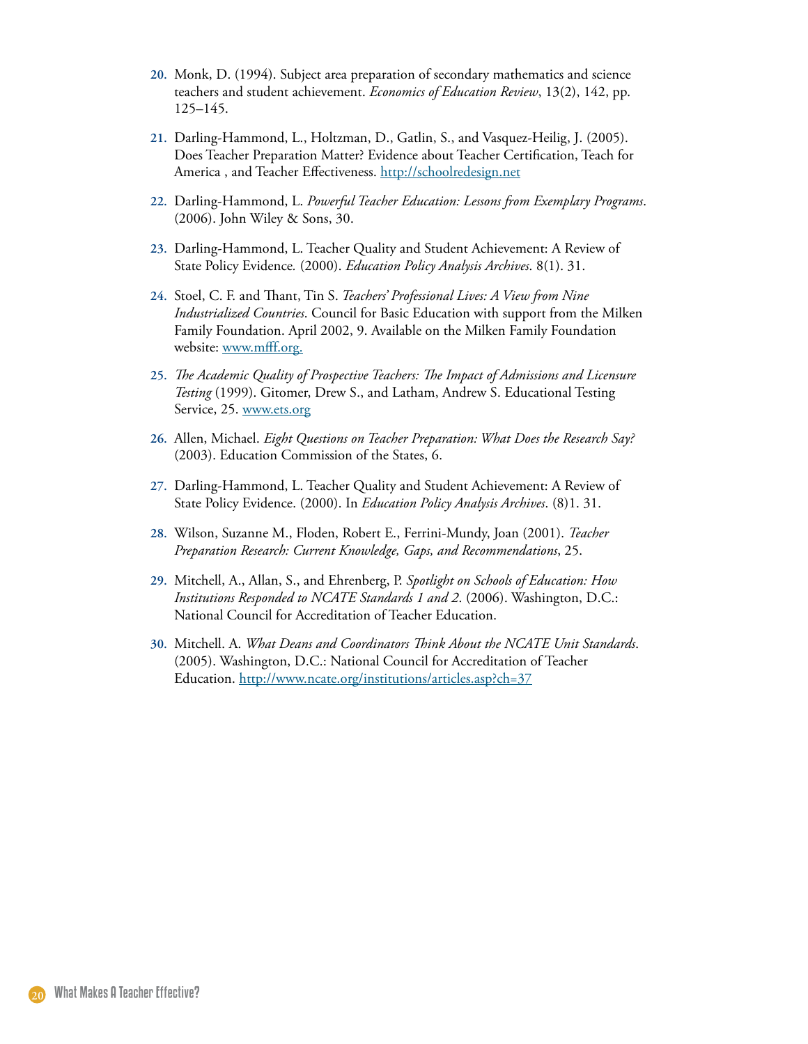20. Monk, D. (1994). Subject area preparation of secondary mathematics and science teachers and student achievement. *Economics of Education Review*, 13(2), 142, pp. 125–145.

21. Darling-Hammond, L., Holtzman, D., Gatlin, S., and Vasquez-Heilig, J. (2005). Does Teacher Preparation Matter? Evidence about Teacher Certification, Teach for America , and Teacher Effectiveness. http://schoolredesign.net

22. Darling-Hammond, L. *Powerful Teacher Education: Lessons from Exemplary Programs*. (2006). John Wiley & Sons, 30.

23. Darling-Hammond, L. Teacher Quality and Student Achievement: A Review of State Policy Evidence. (2000). *Education Policy Analysis Archives*. 8(1). 31.

24. Stoel, C. F. and Thant, Tin S. *Teachers' Professional Lives: A View from Nine Industrialized Countries*. Council for Basic Education with support from the Milken Family Foundation. April 2002, 9. Available on the Milken Family Foundation website: www.mfff.org.

25. *The Academic Quality of Prospective Teachers: The Impact of Admissions and Licensure Testing* (1999). Gitomer, Drew S., and Latham, Andrew S. Educational Testing Service, 25. www.ets.org

26. Allen, Michael. *Eight Questions on Teacher Preparation: What Does the Research Say?* (2003). Education Commission of the States, 6.

27. Darling-Hammond, L. Teacher Quality and Student Achievement: A Review of State Policy Evidence. (2000). In *Education Policy Analysis Archives*. (8)1. 31.

28. Wilson, Suzanne M., Floden, Robert E., Ferrini-Mundy, Joan (2001). *Teacher Preparation Research: Current Knowledge, Gaps, and Recommendations*, 25.

29. Mitchell, A., Allan, S., and Ehrenberg, P. *Spotlight on Schools of Education: How Institutions Responded to NCATE Standards 1 and 2*. (2006). Washington, D.C.: National Council for Accreditation of Teacher Education.

30. Mitchell. A. *What Deans and Coordinators Think About the NCATE Unit Standards*. (2005). Washington, D.C.: National Council for Accreditation of Teacher Education. http://www.ncate.org/institutions/articles.asp?ch=37